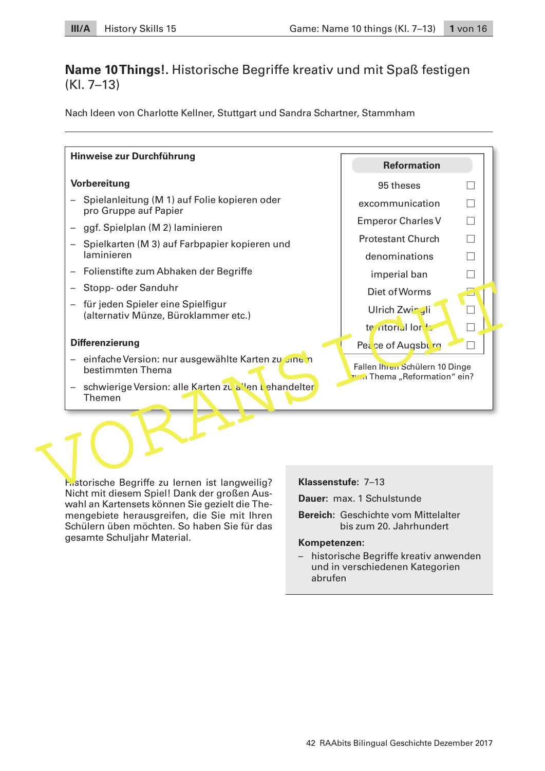# **Name 10 Things!**. Historische Begriffe kreativ und mit Spaß festigen (Kl. 7–13)

Nach Ideen von Charlotte Kellner, Stuttgart und Sandra Schartner, Stammham

---

**Hinweise zur Durchführung**

**Vorbereitung**

- Spielanleitung (M 1) auf Folie kopieren oder pro Gruppe auf Papier
- ggf. Spielplan (M 2) laminieren
- Spielkarten (M 3) auf Farbpapier kopieren und laminieren
- Folienstifte zum Abhaken der Begriffe
- Stopp- oder Sanduhr
- für jeden Spieler eine Spielfigur (alternativ Münze, Büroklammer etc.)

**Differenzierung**

- einfache Version: nur ausgewählte Karten zu einem bestimmten Thema
- schwierige Version: alle Karten zu allen behandelten Themen

**Reformation**

- 95 theses ☐
- excommunication ☐
- Emperor Charles V ☐
- Protestant Church ☐
- denominations ☐
- imperial ban ☐
- Diet of Worms ☐
- Ulrich Zwingli ☐
- territorial lords ☐
- Peace of Augsburg ☐

Fallen Ihren Schülern 10 Dinge zum Thema „Reformation“ ein?

Historische Begriffe zu lernen ist langweilig? Nicht mit diesem Spiel! Dank der großen Auswahl an Kartensets können Sie gezielt die Themengebiete herausgreifen, die Sie mit Ihren Schülern üben möchten. So haben Sie für das gesamte Schuljahr Material.

**Klassenstufe:** 7–13

**Dauer:** max. 1 Schulstunde

**Bereich:** Geschichte vom Mittelalter bis zum 20. Jahrhundert

**Kompetenzen:**

- historische Begriffe kreativ anwenden und in verschiedenen Kategorien abrufen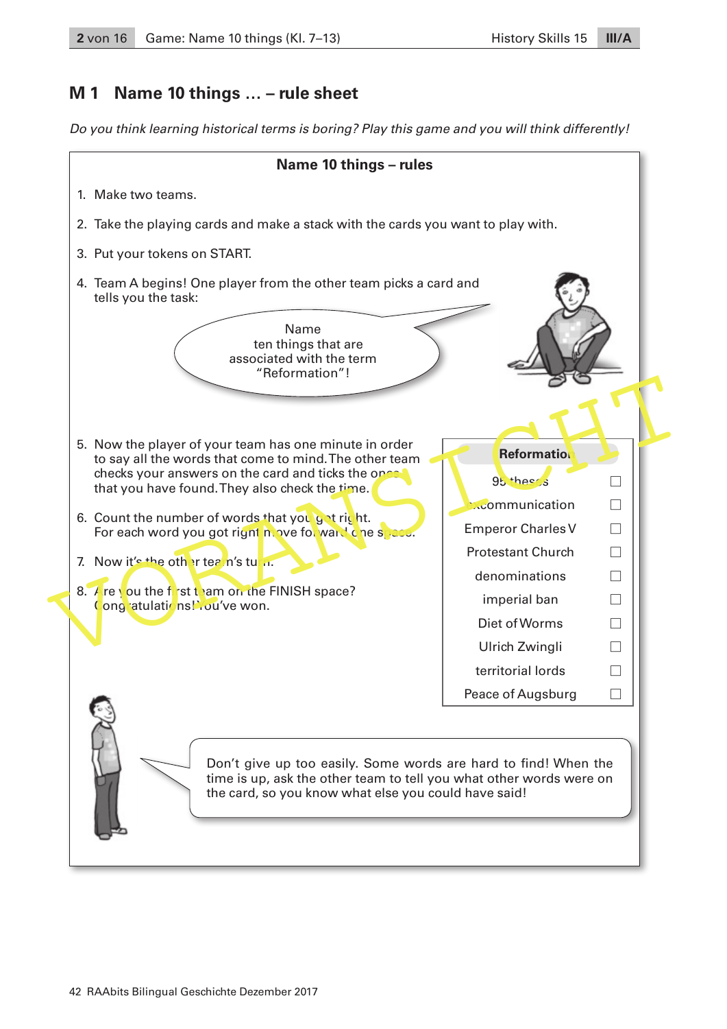## M 1 Name 10 things … – rule sheet

*Do you think learning historical terms is boring? Play this game and you will think differently!*

### Name 10 things – rules

1. Make two teams.
2. Take the playing cards and make a stack with the cards you want to play with.
3. Put your tokens on START.
4. Team A begins! One player from the other team picks a card and tells you the task:

   Name ten things that are associated with the term "Reformation"!

5. Now the player of your team has one minute in order to say all the words that come to mind. The other team checks your answers on the card and ticks the ones that you have found. They also check the time.
6. Count the number of words that you got right. For each word you got right move forward one space.
7. Now it's the other team's turn.
8. Are you the first team on the FINISH space? Congratulations! You've won.

| Reformation | |
|---|---|
| 95 theses | ☐ |
| excommunication | ☐ |
| Emperor Charles V | ☐ |
| Protestant Church | ☐ |
| denominations | ☐ |
| imperial ban | ☐ |
| Diet of Worms | ☐ |
| Ulrich Zwingli | ☐ |
| territorial lords | ☐ |
| Peace of Augsburg | ☐ |

Don't give up too easily. Some words are hard to find! When the time is up, ask the other team to tell you what other words were on the card, so you know what else you could have said!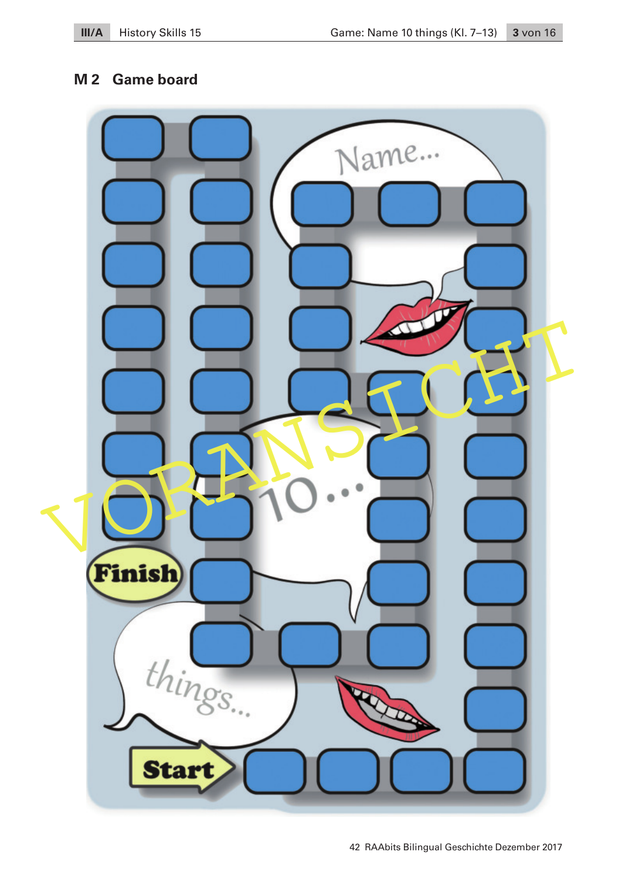## M 2 Game board

Name...

10...

things...

Start

Finish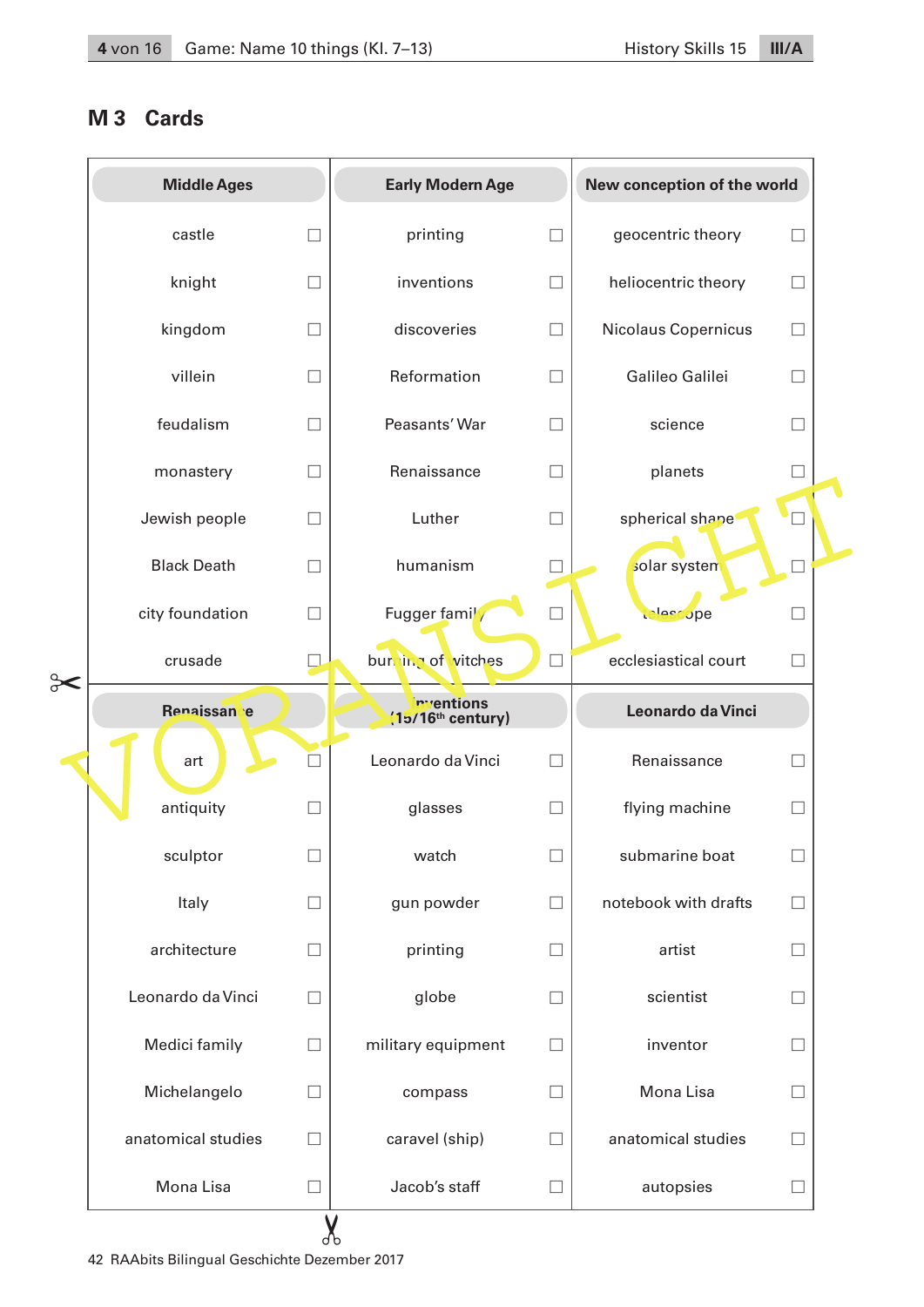## M 3 Cards

| Middle Ages | | Early Modern Age | | New conception of the world | |
|---|---|---|---|---|---|
| castle | ☐ | printing | ☐ | geocentric theory | ☐ |
| knight | ☐ | inventions | ☐ | heliocentric theory | ☐ |
| kingdom | ☐ | discoveries | ☐ | Nicolaus Copernicus | ☐ |
| villein | ☐ | Reformation | ☐ | Galileo Galilei | ☐ |
| feudalism | ☐ | Peasants' War | ☐ | science | ☐ |
| monastery | ☐ | Renaissance | ☐ | planets | ☐ |
| Jewish people | ☐ | Luther | ☐ | spherical shape | ☐ |
| Black Death | ☐ | humanism | ☐ | solar system | ☐ |
| city foundation | ☐ | Fugger family | ☐ | telescope | ☐ |
| crusade | ☐ | burning of witches | ☐ | ecclesiastical court | ☐ |

| Renaissance | | Inventions (15/16th century) | | Leonardo da Vinci | |
|---|---|---|---|---|---|
| art | ☐ | Leonardo da Vinci | ☐ | Renaissance | ☐ |
| antiquity | ☐ | glasses | ☐ | flying machine | ☐ |
| sculptor | ☐ | watch | ☐ | submarine boat | ☐ |
| Italy | ☐ | gun powder | ☐ | notebook with drafts | ☐ |
| architecture | ☐ | printing | ☐ | artist | ☐ |
| Leonardo da Vinci | ☐ | globe | ☐ | scientist | ☐ |
| Medici family | ☐ | military equipment | ☐ | inventor | ☐ |
| Michelangelo | ☐ | compass | ☐ | Mona Lisa | ☐ |
| anatomical studies | ☐ | caravel (ship) | ☐ | anatomical studies | ☐ |
| Mona Lisa | ☐ | Jacob's staff | ☐ | autopsies | ☐ |